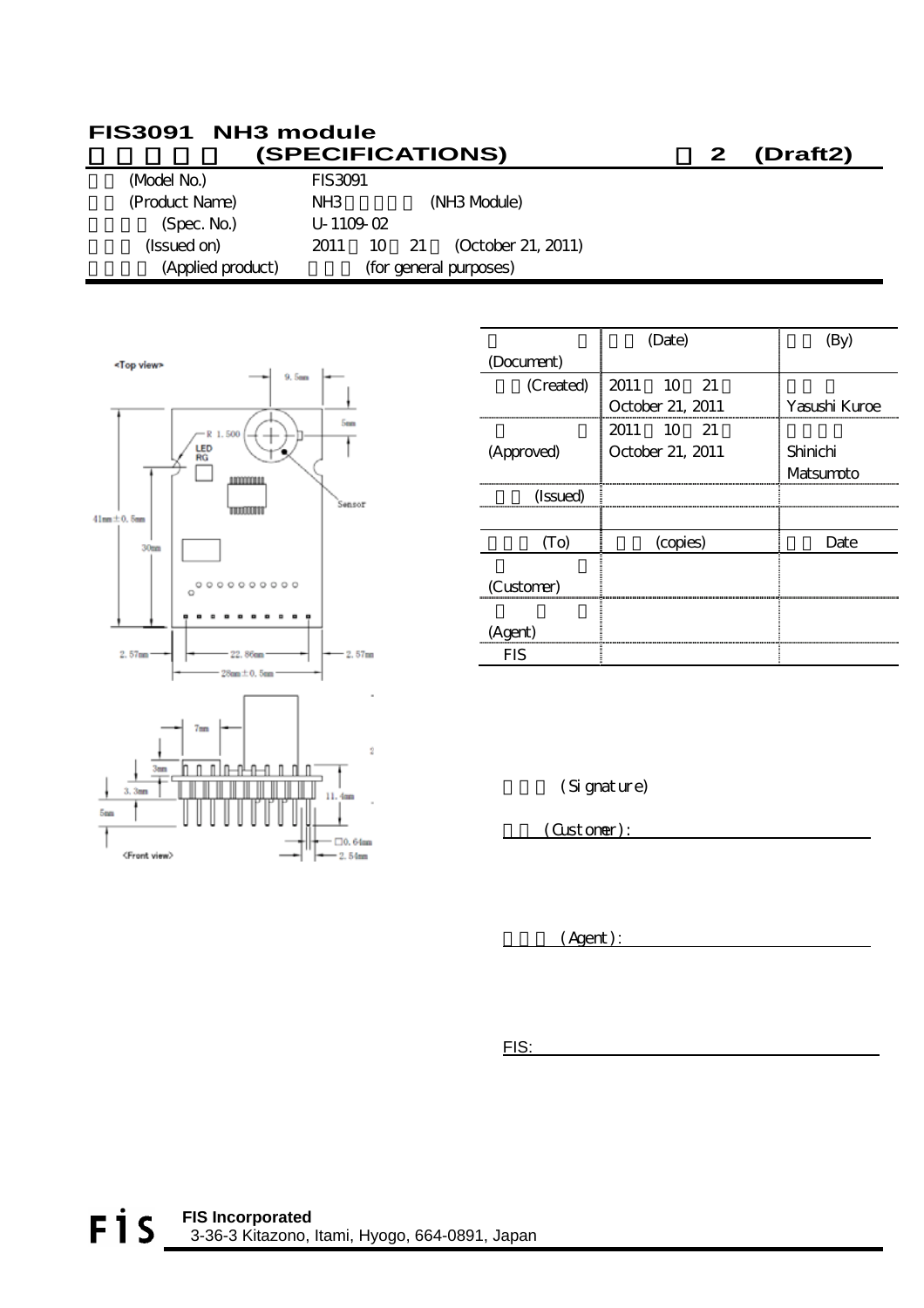# FIS3091 NH3 module

## (SPECIFICATIONS) 2 (Draft2)

| | |
|---|---|
| (Model No.) | FIS3091 |
| (Product Name) | NH3 (NH3 Module) |
| (Spec. No.) | U-1109-02 |
| (Issued on) | 2011 10 21 (October 21, 2011) |
| (Applied product) | (for general purposes) |

| (Document) | (Date) | (By) |
|---|---|---|
| (Created) | 2011 10 21 October 21, 2011 | Yasushi Kuroe |
| (Approved) | 2011 10 21 October 21, 2011 | Shinichi Matsumoto |
| (Issued) | | |
| | | |
| (To) | (copies) | Date |
| (Customer) | | |
| (Agent) | | |
| FIS | | |

<Top view>

9.5mm, 5mm, R 1.500, LED RG, Sensor, 41mm±0.5mm, 30mm, 2.57mm, 22.86mm, 2.57mm, 28mm±0.5mm

<Front view>

7mm, 3mm, 3.3mm, 5mm, 11.4mm, □0.64mm, 2.54mm

(Signature)

(Customer): ____________________

(Agent): ____________________

FIS: ____________________

FIS Incorporated
3-36-3 Kitazono, Itami, Hyogo, 664-0891, Japan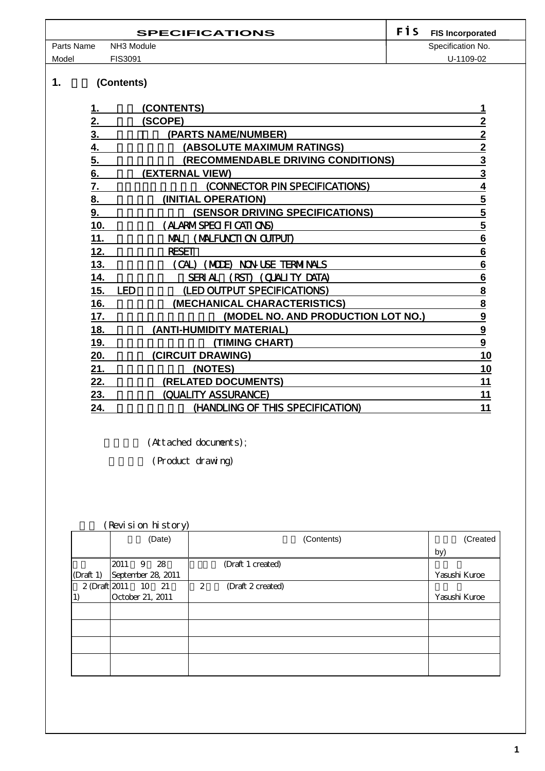| SPECIFICATIONS | | Fis FIS Incorporated |
|---|---|---|
| Parts Name | NH3 Module | Specification No. |
| Model | FIS3091 | U-1109-02 |

## 1. (Contents)

| | | |
|---|---|---|
| 1. | (CONTENTS) | 1 |
| 2. | (SCOPE) | 2 |
| 3. | (PARTS NAME/NUMBER) | 2 |
| 4. | (ABSOLUTE MAXIMUM RATINGS) | 2 |
| 5. | (RECOMMENDABLE DRIVING CONDITIONS) | 3 |
| 6. | (EXTERNAL VIEW) | 3 |
| 7. | (CONNECTOR PIN SPECIFICATIONS) | 4 |
| 8. | (INITIAL OPERATION) | 5 |
| 9. | (SENSOR DRIVING SPECIFICATIONS) | 5 |
| 10. | (ALARM SPECIFICATIONS) | 5 |
| 11. | MAL (MALFUNCTION OUTPUT) | 6 |
| 12. | RESET | 6 |
| 13. | (CAL) (MODE) NON-USE TERMINALS | 6 |
| 14. | SERIAL (RST) (QUALITY DATA) | 6 |
| 15. | LED (LED OUTPUT SPECIFICATIONS) | 8 |
| 16. | (MECHANICAL CHARACTERISTICS) | 8 |
| 17. | (MODEL NO. AND PRODUCTION LOT NO.) | 9 |
| 18. | (ANTI-HUMIDITY MATERIAL) | 9 |
| 19. | (TIMING CHART) | 9 |
| 20. | (CIRCUIT DRAWING) | 10 |
| 21. | (NOTES) | 10 |
| 22. | (RELATED DOCUMENTS) | 11 |
| 23. | (QUALITY ASSURANCE) | 11 |
| 24. | (HANDLING OF THIS SPECIFICATION) | 11 |

(Attached documents);

(Product drawing)

(Revision history)

| | (Date) | (Contents) | (Created by) |
|---|---|---|---|
| (Draft 1) | 2011 9 28 September 28, 2011 | (Draft 1 created) | Yasushi Kuroe |
| 2 (Draft 1) | 2011 10 21 October 21, 2011 | 2 (Draft 2 created) | Yasushi Kuroe |
| | | | |
| | | | |
| | | | |
| | | | |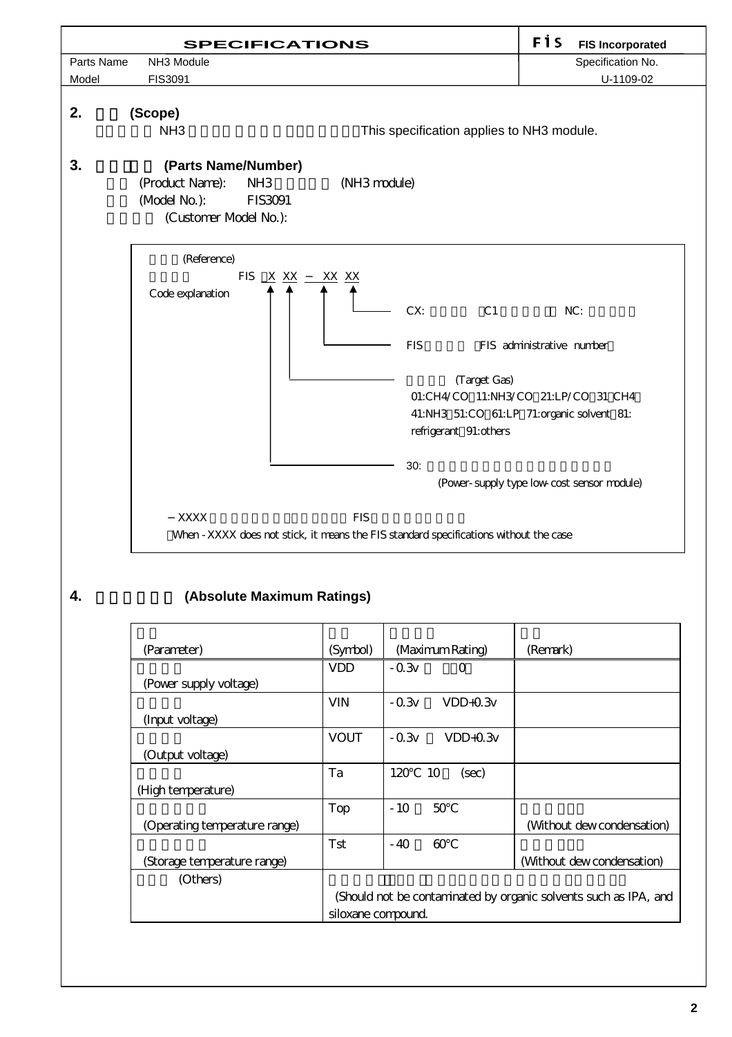| SPECIFICATIONS | | Fis FIS Incorporated |
|---|---|---|
| Parts Name | NH3 Module | Specification No. |
| Model | FIS3091 | U-1109-02 |

## 2. (Scope)

NH3 This specification applies to NH3 module.

## 3. (Parts Name/Number)

(Product Name): NH3 (NH3 module)

(Model No.): FIS3091

(Customer Model No.):

(Reference)

Code explanation

FIS X XX – XX XX

- CX: C1 NC:
- FIS FIS administrative number
- (Target Gas) 01:CH4/CO 11:NH3/CO 21:LP/CO 31 CH4 41:NH3 51:CO 61:LP 71:organic solvent 81: refrigerant 91:others
- 30: (Power-supply type low-cost sensor module)

–XXXX FIS

When -XXXX does not stick, it means the FIS standard specifications without the case

## 4. (Absolute Maximum Ratings)

| (Parameter) | (Symbol) | (Maximum Rating) | (Remark) |
|---|---|---|---|
| (Power supply voltage) | VDD | -0.3v 0 | |
| (Input voltage) | VIN | -0.3v VDD+0.3v | |
| (Output voltage) | VOUT | -0.3v VDD+0.3v | |
| (High temperature) | Ta | 120°C 10 (sec) | |
| (Operating temperature range) | Top | -10 50°C | (Without dew condensation) |
| (Storage temperature range) | Tst | -40 60°C | (Without dew condensation) |
| (Others) | (Should not be contaminated by organic solvents such as IPA, and siloxane compound. | | |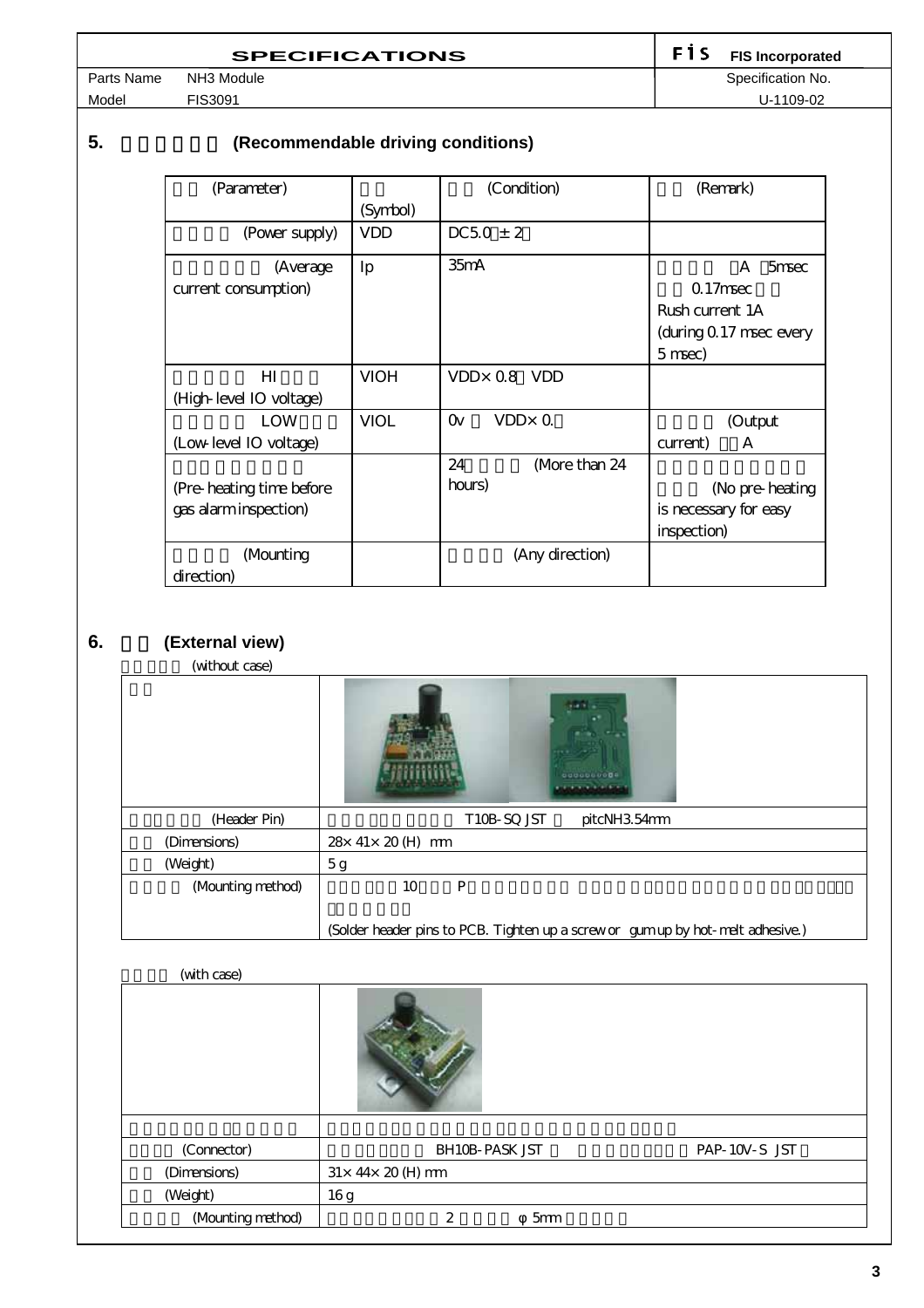| SPECIFICATIONS | FIS FIS Incorporated |
|---|---|
| Parts Name NH3 Module | Specification No. |
| Model FIS3091 | U-1109-02 |

## 5. (Recommendable driving conditions)

| (Parameter) | (Symbol) | (Condition) | (Remark) |
|---|---|---|---|
| (Power supply) | VDD | DC5.0 ± 2 | |
| (Average current consumption) | Ip | 35mA | A 5msec 0.17msec Rush current 1A (during 0.17 msec every 5 msec) |
| HI (High-level IO voltage) | VIOH | VDD× 0.8 VDD | |
| LOW (Low-level IO voltage) | VIOL | 0v VDD× 0. | (Output current) A |
| (Pre-heating time before gas alarm inspection) | | 24 (More than 24 hours) | (No pre-heating is necessary for easy inspection) |
| (Mounting direction) | | (Any direction) | |

## 6. (External view)

(without case)

| | |
|---|---|
| | |
| (Header Pin) | T10B-SQ JST pitcNH3.54mm |
| (Dimensions) | 28× 41× 20 (H) mm |
| (Weight) | 5 g |
| (Mounting method) | 10 P<br>(Solder header pins to PCB. Tighten up a screw or gum up by hot-melt adhesive.) |

(with case)

| | |
|---|---|
| | |
| | |
| (Connector) | BH10B-PASK JST PAP-10V-S JST |
| (Dimensions) | 31× 44× 20 (H) mm |
| (Weight) | 16 g |
| (Mounting method) | 2 φ 5mm |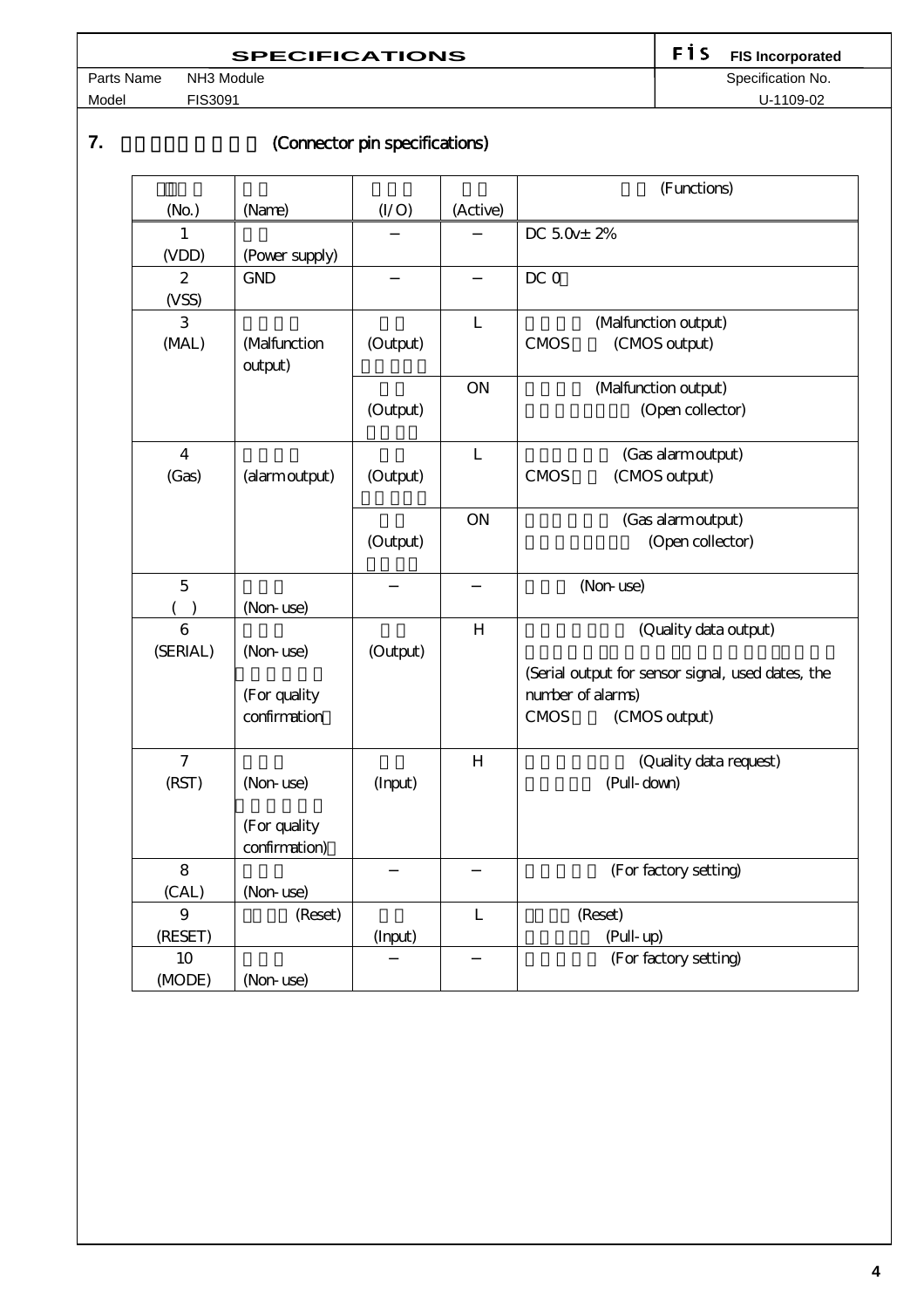| SPECIFICATIONS | | Fis FIS Incorporated |
|---|---|---|
| Parts Name | NH3 Module | Specification No. |
| Model | FIS3091 | U-1109-02 |

## 7. (Connector pin specifications)

| (No.) | (Name) | (I/O) | (Active) | (Functions) |
|---|---|---|---|---|
| 1 (VDD) | (Power supply) | − | − | DC 5.0v± 2% |
| 2 (VSS) | GND | − | − | DC 0 |
| 3 (MAL) | (Malfunction output) | (Output) | L | (Malfunction output) CMOS (CMOS output) |
| | | (Output) | ON | (Malfunction output) (Open collector) |
| 4 (Gas) | (alarm output) | (Output) | L | (Gas alarm output) CMOS (CMOS output) |
| | | (Output) | ON | (Gas alarm output) (Open collector) |
| 5 ( ) | (Non-use) | − | − | (Non-use) |
| 6 (SERIAL) | (Non-use) (For quality confirmation) | (Output) | H | (Quality data output) (Serial output for sensor signal, used dates, the number of alarms) CMOS (CMOS output) |
| 7 (RST) | (Non-use) (For quality confirmation) | (Input) | H | (Quality data request) (Pull-down) |
| 8 (CAL) | (Non-use) | − | − | (For factory setting) |
| 9 (RESET) | (Reset) | (Input) | L | (Reset) (Pull-up) |
| 10 (MODE) | (Non-use) | − | − | (For factory setting) |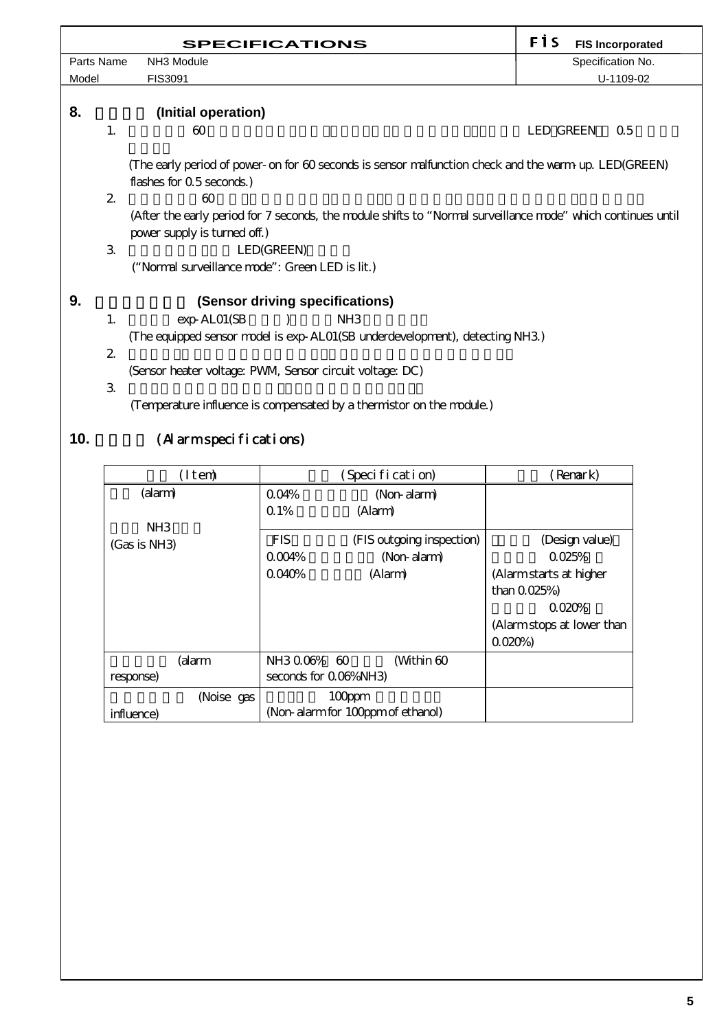| SPECIFICATIONS | | Fis FIS Incorporated |
|---|---|---|
| Parts Name | NH3 Module | Specification No. |
| Model | FIS3091 | U-1109-02 |

## 8. (Initial operation)

1. 60 LED GREEN 0.5

   (The early period of power-on for 60 seconds is sensor malfunction check and the warm-up. LED(GREEN) flashes for 0.5 seconds.)

2. 60

   (After the early period for 7 seconds, the module shifts to "Normal surveillance mode" which continues until power supply is turned off.)

3. LED(GREEN)

   ("Normal surveillance mode": Green LED is lit.)

## 9. (Sensor driving specifications)

1. exp-AL01(SB ) NH3

   (The equipped sensor model is exp-AL01(SB underdevelopment), detecting NH3.)

2. (Sensor heater voltage: PWM, Sensor circuit voltage: DC)

3. (Temperature influence is compensated by a thermistor on the module.)

## 10. (Alarm specifications)

| (Item) | (Specification) | (Remark) |
|---|---|---|
| (alarm)<br><br>NH3<br>(Gas is NH3) | 0.04% (Non-alarm)<br>0.1% (Alarm) | |
| | FIS (FIS outgoing inspection)<br>0.004% (Non-alarm)<br>0.040% (Alarm) | (Design value)<br>0.025%<br>(Alarm starts at higher than 0.025%)<br>0.020%<br>(Alarm stops at lower than 0.020%) |
| (alarm response) | NH3 0.06% 60 (Within 60 seconds for 0.06%NH3) | |
| (Noise gas influence) | 100ppm<br>(Non-alarm for 100ppm of ethanol) | |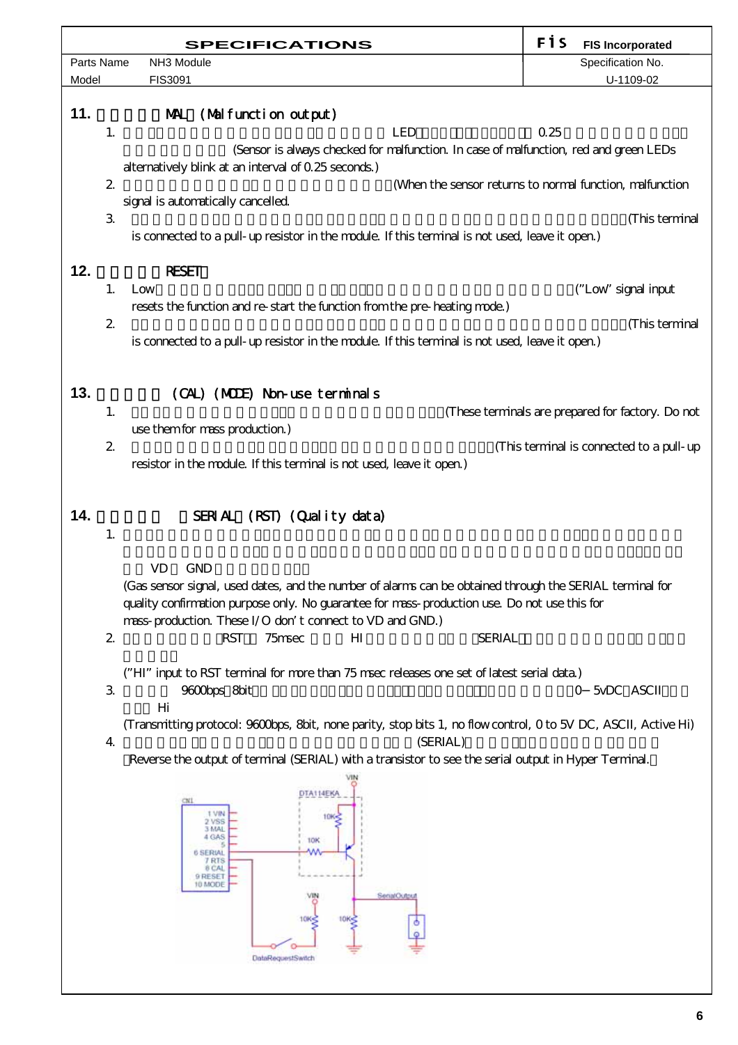## 11. MAL (Malfunction output)

1. LED 0.25 (Sensor is always checked for malfunction. In case of malfunction, red and green LEDs alternatively blink at an interval of 0.25 seconds.)
2. (When the sensor returns to normal function, malfunction signal is automatically cancelled.
3. (This terminal is connected to a pull-up resistor in the module. If this terminal is not used, leave it open.)

## 12. RESET

1. Low ("Low" signal input resets the function and re-start the function from the pre-heating mode.)
2. (This terminal is connected to a pull-up resistor in the module. If this terminal is not used, leave it open.)

## 13. (CAL) (MODE) Non-use terminals

1. (These terminals are prepared for factory. Do not use them for mass production.)
2. (This terminal is connected to a pull-up resistor in the module. If this terminal is not used, leave it open.)

## 14. SERIAL (RST) (Quality data)

1. VD GND
   (Gas sensor signal, used dates, and the number of alarms can be obtained through the SERIAL terminal for quality confirmation purpose only. No guarantee for mass-production use. Do not use this for mass-production. These I/O don't connect to VD and GND.)
2. RST 75msec HI SERIAL
   ("HI" input to RST terminal for more than 75 msec releases one set of latest serial data.)
3. 9600bps 8bit 0–5vDC ASCII Hi
   (Transmitting protocol: 9600bps, 8bit, none parity, stop bits 1, no flow control, 0 to 5V DC, ASCII, Active Hi)
4. (SERIAL)
   Reverse the output of terminal (SERIAL) with a transistor to see the serial output in Hyper Terminal.

CN1: 1 VIN, 2 VSS, 3 MAL, 4 GAS, 5, 6 SERIAL, 7 RTS, 8 CAL, 9 RESET, 10 MODE

DTA114EKA, VIN, 10K, 10K, VIN, 10K, 10K, SerialOutput, DataRequestSwitch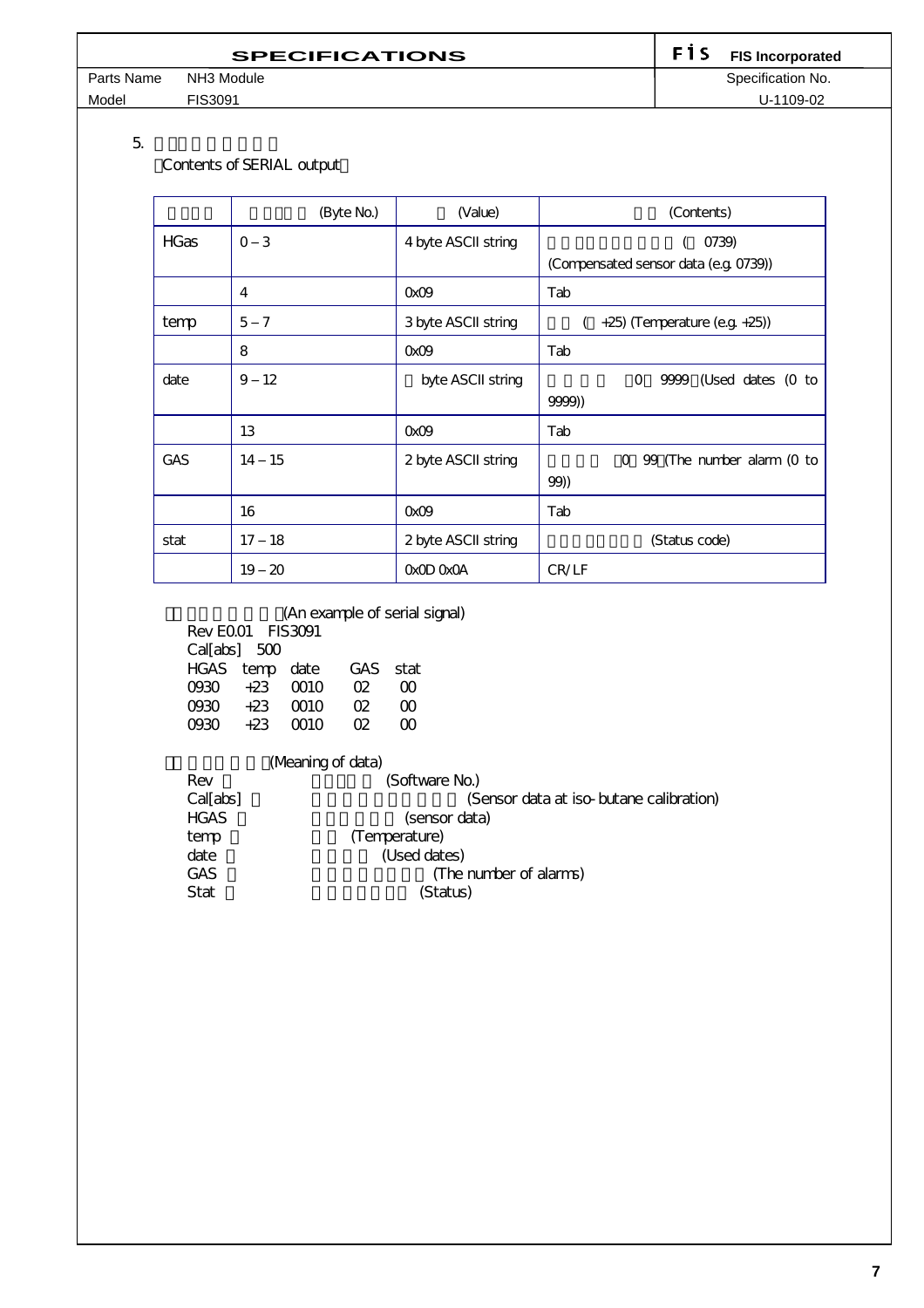5.
（Contents of SERIAL output）

| | (Byte No.) | (Value) | (Contents) |
|---|---|---|---|
| HGas | 0 – 3 | 4 byte ASCII string | ( 0739)<br>(Compensated sensor data (e.g. 0739)) |
| | 4 | 0x09 | Tab |
| temp | 5 – 7 | 3 byte ASCII string | ( +25) (Temperature (e.g. +25)) |
| | 8 | 0x09 | Tab |
| date | 9 – 12 | byte ASCII string | 0 9999 (Used dates (0 to 9999)) |
| | 13 | 0x09 | Tab |
| GAS | 14 – 15 | 2 byte ASCII string | 0 99 (The number alarm (0 to 99)) |
| | 16 | 0x09 | Tab |
| stat | 17 – 18 | 2 byte ASCII string | (Status code) |
| | 19 – 20 | 0x0D 0x0A | CR/LF |

(An example of serial signal)

```
Rev E0.01   FIS3091
Cal[abs]   500
HGAS   temp   date    GAS   stat
0930   +23    0010    02    00
0930   +23    0010    02    00
0930   +23    0010    02    00
```

(Meaning of data)

Rev (Software No.)
Cal[abs] (Sensor data at iso-butane calibration)
HGAS (sensor data)
temp (Temperature)
date (Used dates)
GAS (The number of alarms)
Stat (Status)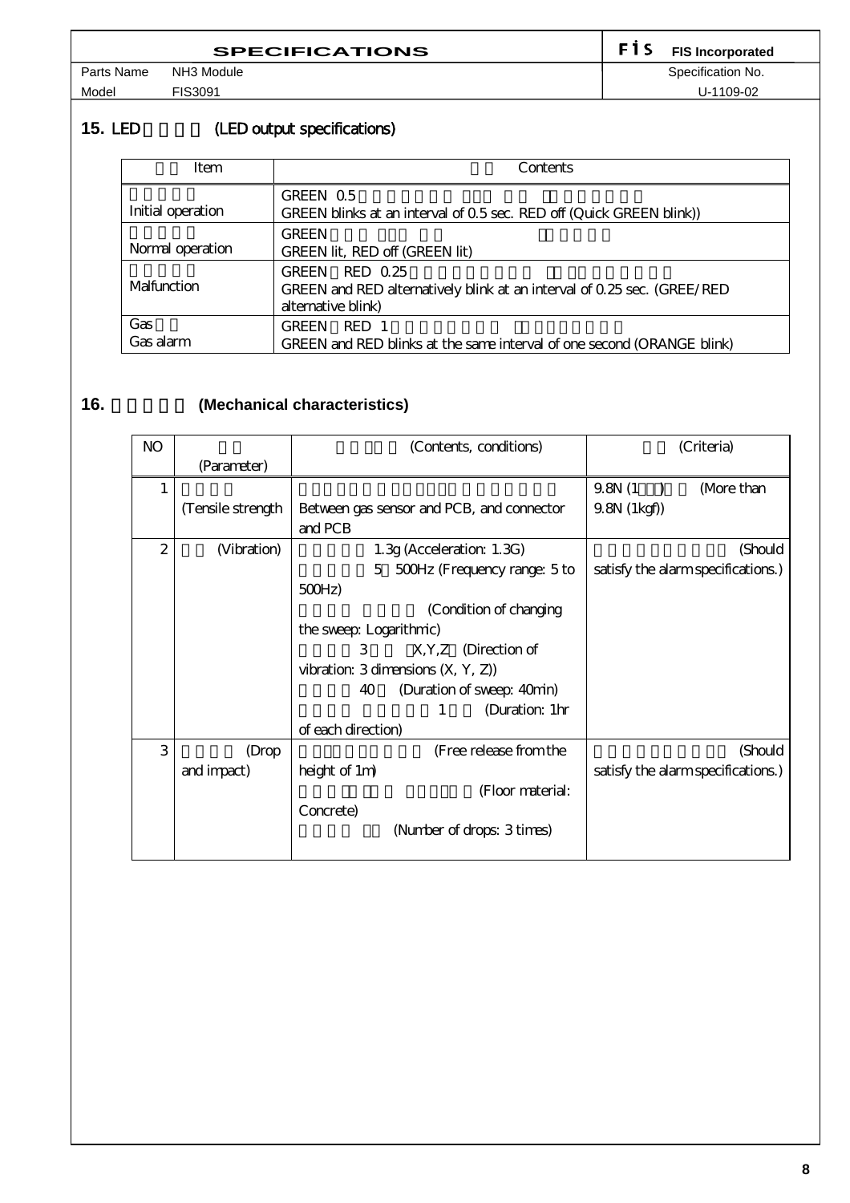## 15. LED (LED output specifications)

| Item | Contents |
|---|---|
| Initial operation | GREEN 0.5<br>GREEN blinks at an interval of 0.5 sec. RED off (Quick GREEN blink)) |
| Normal operation | GREEN<br>GREEN lit, RED off (GREEN lit) |
| Malfunction | GREEN RED 0.25<br>GREEN and RED alternatively blink at an interval of 0.25 sec. (GREE/RED alternative blink) |
| Gas<br>Gas alarm | GREEN RED 1<br>GREEN and RED blinks at the same interval of one second (ORANGE blink) |

## 16. (Mechanical characteristics)

| NO | (Parameter) | (Contents, conditions) | (Criteria) |
|---|---|---|---|
| 1 | (Tensile strength | Between gas sensor and PCB, and connector and PCB | 9.8N (1 ) (More than 9.8N (1kgf)) |
| 2 | (Vibration) | 1.3g (Acceleration: 1.3G)<br>5 500Hz (Frequency range: 5 to 500Hz)<br>(Condition of changing the sweep: Logarithmic)<br>3 X,Y,Z (Direction of vibration: 3 dimensions (X, Y, Z))<br>40 (Duration of sweep: 40min)<br>1 (Duration: 1hr of each direction) | (Should satisfy the alarm specifications.) |
| 3 | (Drop and impact) | (Free release from the height of 1m)<br>(Floor material: Concrete)<br>(Number of drops: 3 times) | (Should satisfy the alarm specifications.) |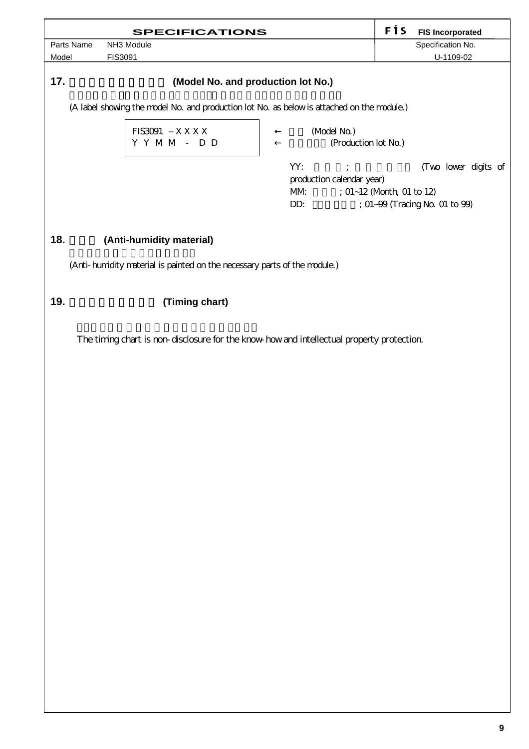## 17. (Model No. and production lot No.)

(A label showing the model No. and production lot No. as below is attached on the module.)

```
FIS3091 – X X X X      ←   (Model No.)
Y Y M M - D D          ←   (Production lot No.)
```

YY: ; (Two lower digits of production calendar year)

MM: ; 01~12 (Month, 01 to 12)

DD: ; 01~99 (Tracing No. 01 to 99)

## 18. (Anti-humidity material)

(Anti-humidity material is painted on the necessary parts of the module.)

## 19. (Timing chart)

The timing chart is non-disclosure for the know-how and intellectual property protection.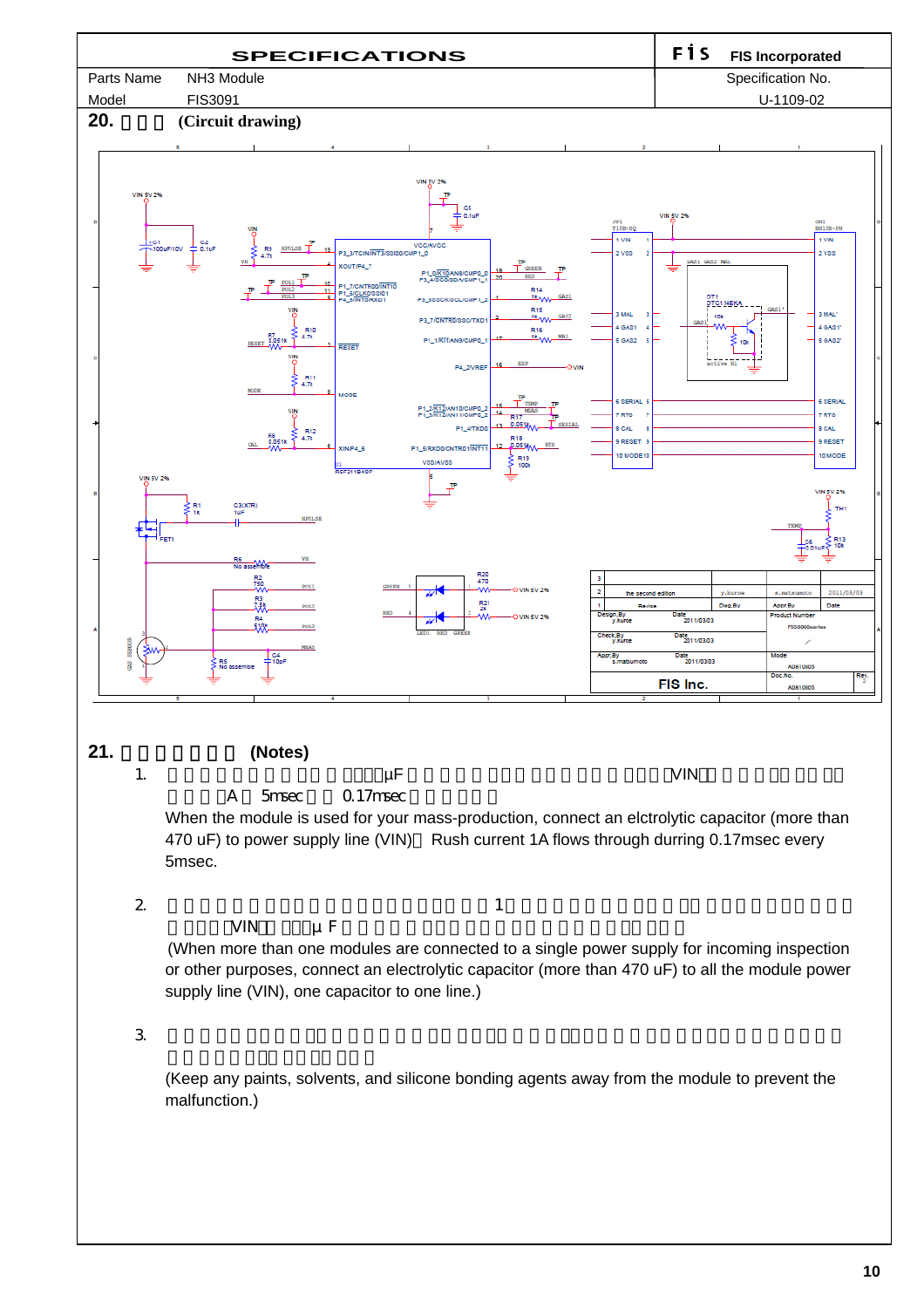| SPECIFICATIONS | FIS Incorporated |
| --- | --- |
| Parts Name NH3 Module | Specification No. |
| Model FIS3091 | U-1109-02 |

## 20. 回路図 (Circuit drawing)

## 21. 使用上の注意 (Notes)

1. 量産で使用する場合は、電源に４７０μF以上の電解コンデンサを接続して下さい。（VIN）ラッシュ電流 約1A 5msec毎 0.17msec 流れます。

   When the module is used for your mass-production, connect an elctrolytic capacitor (more than 470 uF) to power supply line (VIN)． Rush current 1A flows through durring 0.17msec every 5msec.

2. 受入検査等で、複数のモジュールを接続する場合は、1つの電源に対し複数のモジュールを接続する場合は、電源ライン（VIN）に470μ F以上の電解コンデンサをそれぞれのモジュールに接続して下さい。

   (When more than one modules are connected to a single power supply for incoming inspection or other purposes, connect an electrolytic capacitor (more than 470 uF) to all the module power supply line (VIN), one capacitor to one line.)

3. 塗料、溶剤、シリコーン接着剤等は、誤動作の原因となりますので、モジュールに近づけないで下さい。

   (Keep any paints, solvents, and silicone bonding agents away from the module to prevent the malfunction.)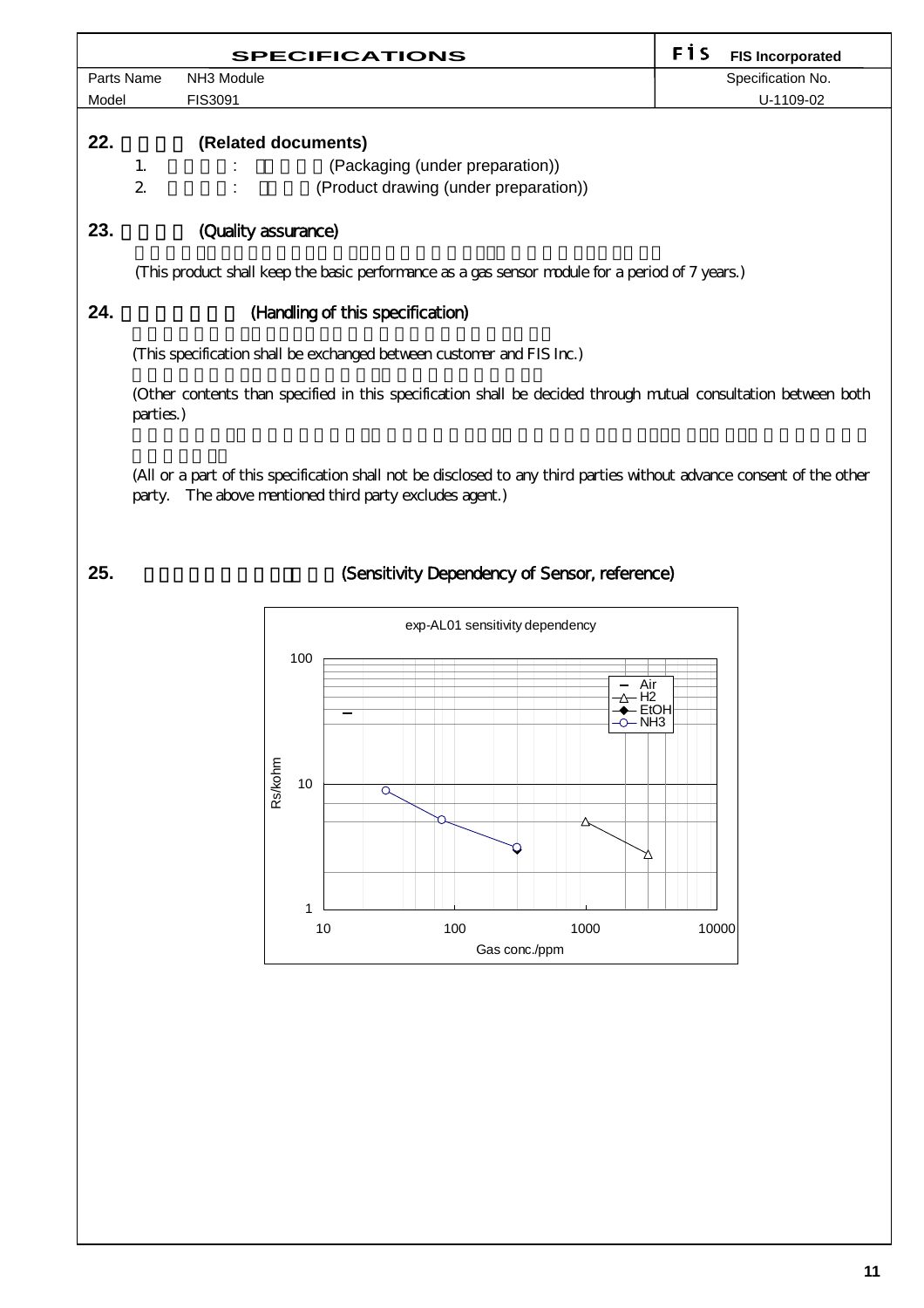| SPECIFICATIONS | | FIS Incorporated |
|---|---|---|
| Parts Name | NH3 Module | Specification No. |
| Model | FIS3091 | U-1109-02 |

## 22. (Related documents)

1. : (Packaging (under preparation))
2. : (Product drawing (under preparation))

## 23. (Quality assurance)

(This product shall keep the basic performance as a gas sensor module for a period of 7 years.)

## 24. (Handling of this specification)

(This specification shall be exchanged between customer and FIS Inc.)

(Other contents than specified in this specification shall be decided through mutual consultation between both parties.)

(All or a part of this specification shall not be disclosed to any third parties without advance consent of the other party. The above mentioned third party excludes agent.)

## 25. (Sensitivity Dependency of Sensor, reference)

exp-AL01 sensitivity dependency

Legend: Air, H2, EtOH, NH3

Rs/kohm (1–100) vs. Gas conc./ppm (10–10000)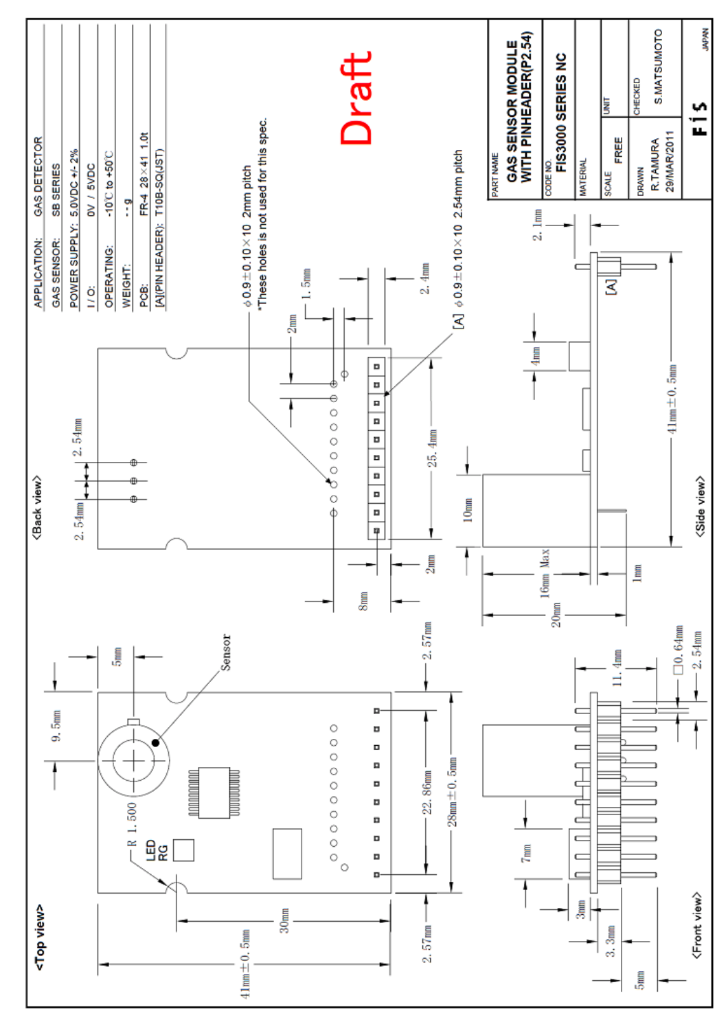| | |
|---|---|
| APPLICATION: | GAS DETECTOR |
| GAS SENSOR: | SB SERIES |
| POWER SUPPLY: | 5.0VDC +/- 2% |
| I / O: | 0V / 5VDC |
| OPERATING: | -10℃ to +50℃ |
| WEIGHT: | - - g |
| PCB: | FR-4 28×41 1.0t |
| [A](PIN HEADER): | T10B-SQ(JST) |

**Draft**

<Top view>

Sensor

R 1.500

LED RG

9.5mm, 5mm, 30mm, 41mm±0.5mm, 2.57mm, 22.86mm, 28mm±0.5mm, 2.57mm

<Back view>

2.54mm, 2.54mm

$\phi$0.9±0.10×10 2mm pitch
*These holes is not used for this spec.

[A] $\phi$0.9±0.10×10 2.54mm pitch

1.5mm, 2mm, 2.4mm, 25.4mm, 8mm, 2mm

<Side view>

2.1mm, [A], 4mm, 10mm, 41mm±0.5mm, 16mm Max, 20mm, 1mm

<Front view>

11.4mm, □0.64mm, 2.54mm, 7mm, 3mm, 3.3mm, 5mm

| | |
|---|---|
| PART NAME | GAS SENSOR MODULE WITH PINHEADER(P2.54) |
| CODE NO. | FIS3000 SERIES NC |
| MATERIAL | |
| SCALE | FREE |
| UNIT | |
| DRAWN | R.TAMURA 29/MAR/2011 |
| CHECKED | S.MATSUMOTO |

FIS JAPAN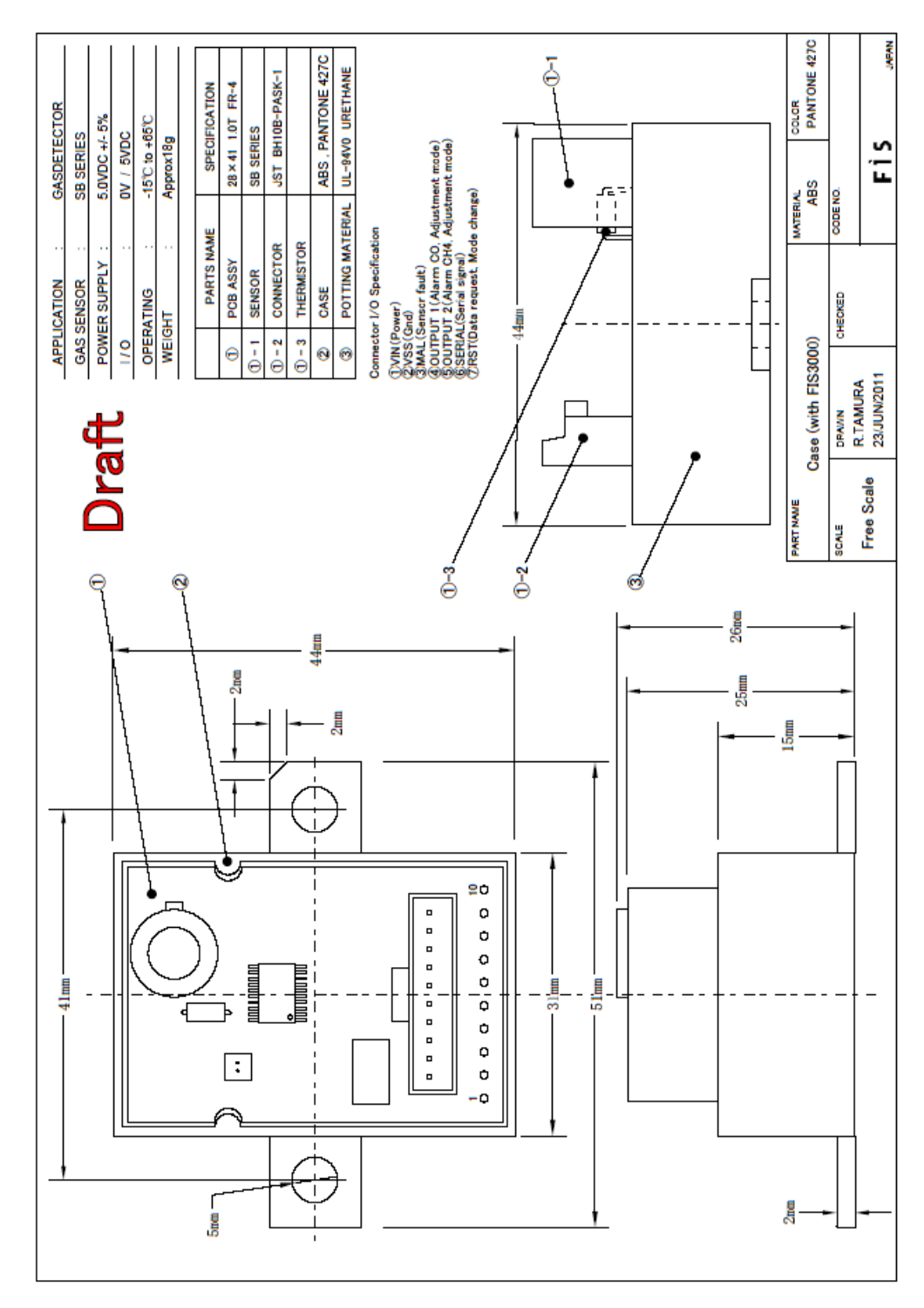# Draft

| | | |
|---|---|---|
| APPLICATION | : | GASDETECTOR |
| GAS SENSOR | : | SB SERIES |
| POWER SUPPLY | : | 5.0VDC +/-5% |
| I / O | : | 0V / 5VDC |
| OPERATING | : | -15℃ to +65℃ |
| WEIGHT | : | Approx18g |

| | PARTS NAME | SPECIFICATION |
|---|---|---|
| ① | PCB ASSY | 28 × 41 1.0T FR-4 |
| ①－1 | SENSOR | SB SERIES |
| ①－2 | CONNECTOR | JST BH10B-PASK-1 |
| ①－3 | THERMISTOR | |
| ② | CASE | ABS , PANTONE 427C |
| ③ | POTTING MATERIAL | UL-94V0 URETHANE |

Connector I/O Specification

1. VIN (Power)
2. VSS (Gnd)
3. MAL (Sensor fault)
4. OUTPUT 1 (Alarm CO, Adjustment mode)
5. OUTPUT 2 (Alarm CH4, Adjustment mode)
6. SERIAL (Serial signal)
7. RST (Data request, Mode change)

41mm
44mm
2mm
2mm
31mm
51mm
5mm
26mm
25mm
15mm
2mm
44mm
①
②
③
①-1
①-2
①-3
1
10

| | | | |
|---|---|---|---|
| PART NAME | Case (with FIS3000) | MATERIAL ABS | COLOR PANTONE 427C |
| SCALE Free Scale | DRAWN R.TAMURA 23/JUN/2011 | CHECKED | CODE NO. |

FIS
JAPAN